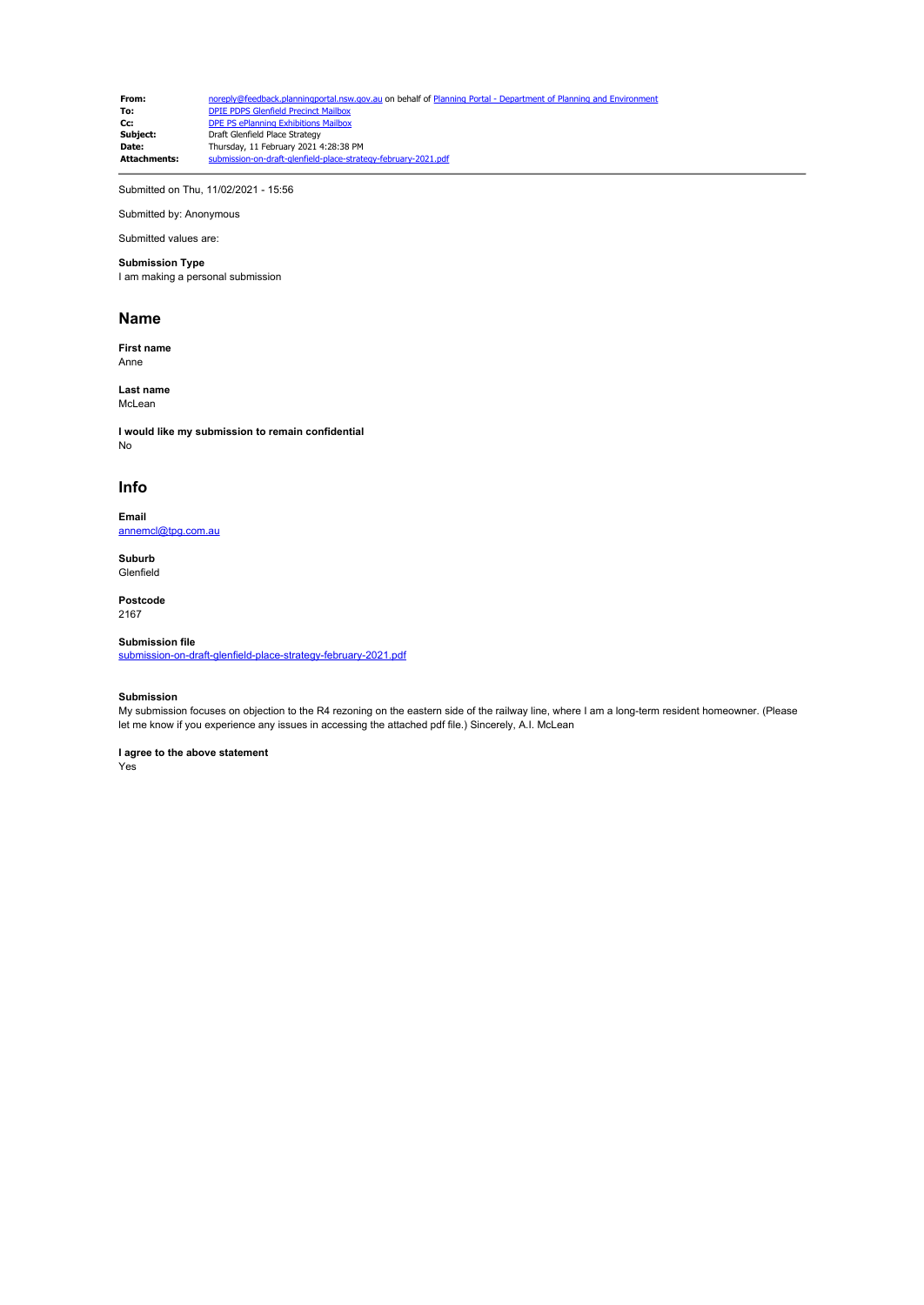| | |
|---|---|
| **From:** | noreply@feedback.planningportal.nsw.gov.au on behalf of Planning Portal - Department of Planning and Environment |
| **To:** | DPIE PDPS Glenfield Precinct Mailbox |
| **Cc:** | DPE PS ePlanning Exhibitions Mailbox |
| **Subject:** | Draft Glenfield Place Strategy |
| **Date:** | Thursday, 11 February 2021 4:28:38 PM |
| **Attachments:** | submission-on-draft-glenfield-place-strategy-february-2021.pdf |

---

Submitted on Thu, 11/02/2021 - 15:56

Submitted by: Anonymous

Submitted values are:

**Submission Type**
I am making a personal submission

## Name

**First name**
Anne

**Last name**
McLean

**I would like my submission to remain confidential**
No

## Info

**Email**
annemcl@tpg.com.au

**Suburb**
Glenfield

**Postcode**
2167

**Submission file**
submission-on-draft-glenfield-place-strategy-february-2021.pdf

**Submission**
My submission focuses on objection to the R4 rezoning on the eastern side of the railway line, where I am a long-term resident homeowner. (Please let me know if you experience any issues in accessing the attached pdf file.) Sincerely, A.I. McLean

**I agree to the above statement**
Yes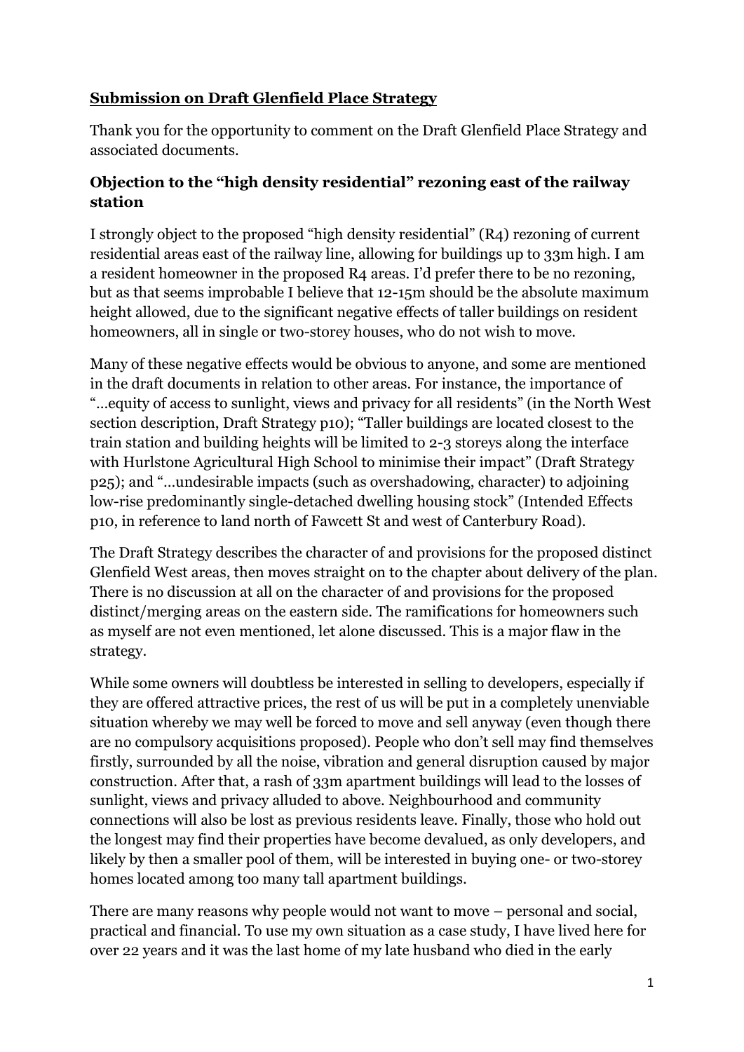**Submission on Draft Glenfield Place Strategy**

Thank you for the opportunity to comment on the Draft Glenfield Place Strategy and associated documents.

### Objection to the "high density residential" rezoning east of the railway station

I strongly object to the proposed "high density residential" (R4) rezoning of current residential areas east of the railway line, allowing for buildings up to 33m high. I am a resident homeowner in the proposed R4 areas. I'd prefer there to be no rezoning, but as that seems improbable I believe that 12-15m should be the absolute maximum height allowed, due to the significant negative effects of taller buildings on resident homeowners, all in single or two-storey houses, who do not wish to move.

Many of these negative effects would be obvious to anyone, and some are mentioned in the draft documents in relation to other areas. For instance, the importance of "…equity of access to sunlight, views and privacy for all residents" (in the North West section description, Draft Strategy p10); "Taller buildings are located closest to the train station and building heights will be limited to 2-3 storeys along the interface with Hurlstone Agricultural High School to minimise their impact" (Draft Strategy p25); and "…undesirable impacts (such as overshadowing, character) to adjoining low-rise predominantly single-detached dwelling housing stock" (Intended Effects p10, in reference to land north of Fawcett St and west of Canterbury Road).

The Draft Strategy describes the character of and provisions for the proposed distinct Glenfield West areas, then moves straight on to the chapter about delivery of the plan. There is no discussion at all on the character of and provisions for the proposed distinct/merging areas on the eastern side. The ramifications for homeowners such as myself are not even mentioned, let alone discussed. This is a major flaw in the strategy.

While some owners will doubtless be interested in selling to developers, especially if they are offered attractive prices, the rest of us will be put in a completely unenviable situation whereby we may well be forced to move and sell anyway (even though there are no compulsory acquisitions proposed). People who don't sell may find themselves firstly, surrounded by all the noise, vibration and general disruption caused by major construction. After that, a rash of 33m apartment buildings will lead to the losses of sunlight, views and privacy alluded to above. Neighbourhood and community connections will also be lost as previous residents leave. Finally, those who hold out the longest may find their properties have become devalued, as only developers, and likely by then a smaller pool of them, will be interested in buying one- or two-storey homes located among too many tall apartment buildings.

There are many reasons why people would not want to move – personal and social, practical and financial. To use my own situation as a case study, I have lived here for over 22 years and it was the last home of my late husband who died in the early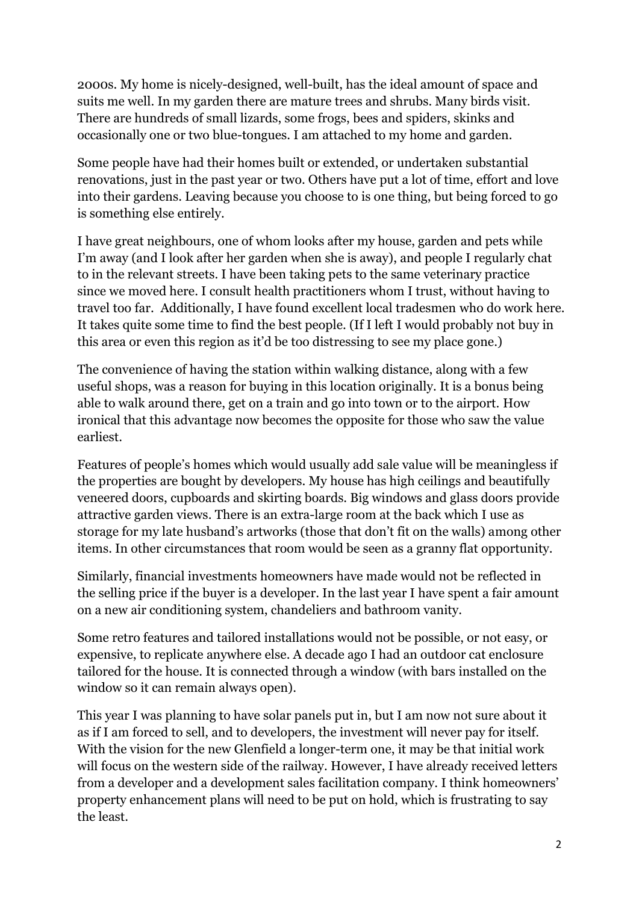2000s. My home is nicely-designed, well-built, has the ideal amount of space and suits me well. In my garden there are mature trees and shrubs. Many birds visit. There are hundreds of small lizards, some frogs, bees and spiders, skinks and occasionally one or two blue-tongues. I am attached to my home and garden.

Some people have had their homes built or extended, or undertaken substantial renovations, just in the past year or two. Others have put a lot of time, effort and love into their gardens. Leaving because you choose to is one thing, but being forced to go is something else entirely.

I have great neighbours, one of whom looks after my house, garden and pets while I'm away (and I look after her garden when she is away), and people I regularly chat to in the relevant streets. I have been taking pets to the same veterinary practice since we moved here. I consult health practitioners whom I trust, without having to travel too far. Additionally, I have found excellent local tradesmen who do work here. It takes quite some time to find the best people. (If I left I would probably not buy in this area or even this region as it'd be too distressing to see my place gone.)

The convenience of having the station within walking distance, along with a few useful shops, was a reason for buying in this location originally. It is a bonus being able to walk around there, get on a train and go into town or to the airport. How ironical that this advantage now becomes the opposite for those who saw the value earliest.

Features of people's homes which would usually add sale value will be meaningless if the properties are bought by developers. My house has high ceilings and beautifully veneered doors, cupboards and skirting boards. Big windows and glass doors provide attractive garden views. There is an extra-large room at the back which I use as storage for my late husband's artworks (those that don't fit on the walls) among other items. In other circumstances that room would be seen as a granny flat opportunity.

Similarly, financial investments homeowners have made would not be reflected in the selling price if the buyer is a developer. In the last year I have spent a fair amount on a new air conditioning system, chandeliers and bathroom vanity.

Some retro features and tailored installations would not be possible, or not easy, or expensive, to replicate anywhere else. A decade ago I had an outdoor cat enclosure tailored for the house. It is connected through a window (with bars installed on the window so it can remain always open).

This year I was planning to have solar panels put in, but I am now not sure about it as if I am forced to sell, and to developers, the investment will never pay for itself. With the vision for the new Glenfield a longer-term one, it may be that initial work will focus on the western side of the railway. However, I have already received letters from a developer and a development sales facilitation company. I think homeowners' property enhancement plans will need to be put on hold, which is frustrating to say the least.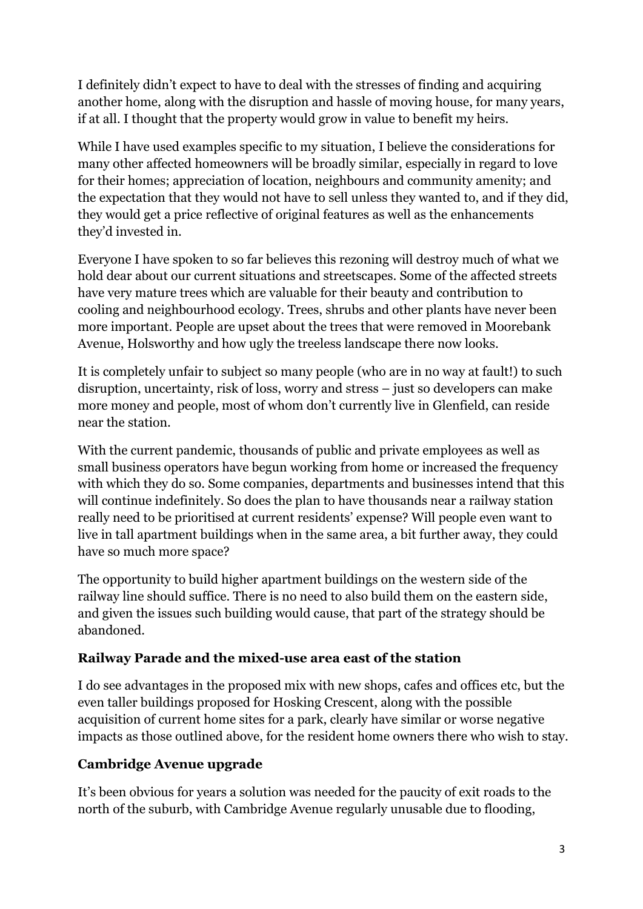I definitely didn't expect to have to deal with the stresses of finding and acquiring another home, along with the disruption and hassle of moving house, for many years, if at all. I thought that the property would grow in value to benefit my heirs.

While I have used examples specific to my situation, I believe the considerations for many other affected homeowners will be broadly similar, especially in regard to love for their homes; appreciation of location, neighbours and community amenity; and the expectation that they would not have to sell unless they wanted to, and if they did, they would get a price reflective of original features as well as the enhancements they'd invested in.

Everyone I have spoken to so far believes this rezoning will destroy much of what we hold dear about our current situations and streetscapes. Some of the affected streets have very mature trees which are valuable for their beauty and contribution to cooling and neighbourhood ecology. Trees, shrubs and other plants have never been more important. People are upset about the trees that were removed in Moorebank Avenue, Holsworthy and how ugly the treeless landscape there now looks.

It is completely unfair to subject so many people (who are in no way at fault!) to such disruption, uncertainty, risk of loss, worry and stress – just so developers can make more money and people, most of whom don't currently live in Glenfield, can reside near the station.

With the current pandemic, thousands of public and private employees as well as small business operators have begun working from home or increased the frequency with which they do so. Some companies, departments and businesses intend that this will continue indefinitely. So does the plan to have thousands near a railway station really need to be prioritised at current residents' expense? Will people even want to live in tall apartment buildings when in the same area, a bit further away, they could have so much more space?

The opportunity to build higher apartment buildings on the western side of the railway line should suffice. There is no need to also build them on the eastern side, and given the issues such building would cause, that part of the strategy should be abandoned.

**Railway Parade and the mixed-use area east of the station**

I do see advantages in the proposed mix with new shops, cafes and offices etc, but the even taller buildings proposed for Hosking Crescent, along with the possible acquisition of current home sites for a park, clearly have similar or worse negative impacts as those outlined above, for the resident home owners there who wish to stay.

**Cambridge Avenue upgrade**

It's been obvious for years a solution was needed for the paucity of exit roads to the north of the suburb, with Cambridge Avenue regularly unusable due to flooding,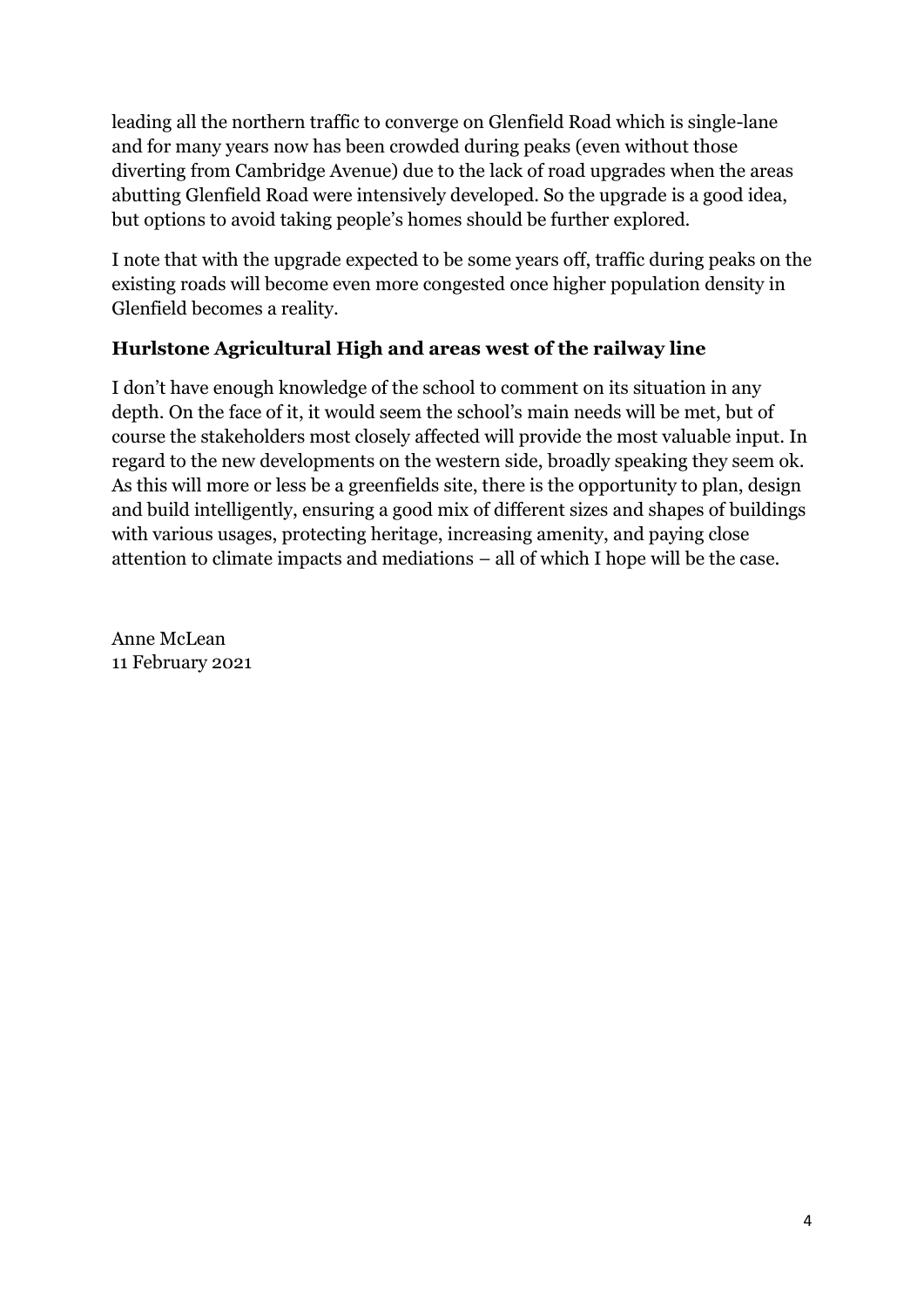leading all the northern traffic to converge on Glenfield Road which is single-lane and for many years now has been crowded during peaks (even without those diverting from Cambridge Avenue) due to the lack of road upgrades when the areas abutting Glenfield Road were intensively developed. So the upgrade is a good idea, but options to avoid taking people's homes should be further explored.

I note that with the upgrade expected to be some years off, traffic during peaks on the existing roads will become even more congested once higher population density in Glenfield becomes a reality.

### Hurlstone Agricultural High and areas west of the railway line

I don't have enough knowledge of the school to comment on its situation in any depth. On the face of it, it would seem the school's main needs will be met, but of course the stakeholders most closely affected will provide the most valuable input. In regard to the new developments on the western side, broadly speaking they seem ok. As this will more or less be a greenfields site, there is the opportunity to plan, design and build intelligently, ensuring a good mix of different sizes and shapes of buildings with various usages, protecting heritage, increasing amenity, and paying close attention to climate impacts and mediations – all of which I hope will be the case.

Anne McLean
11 February 2021